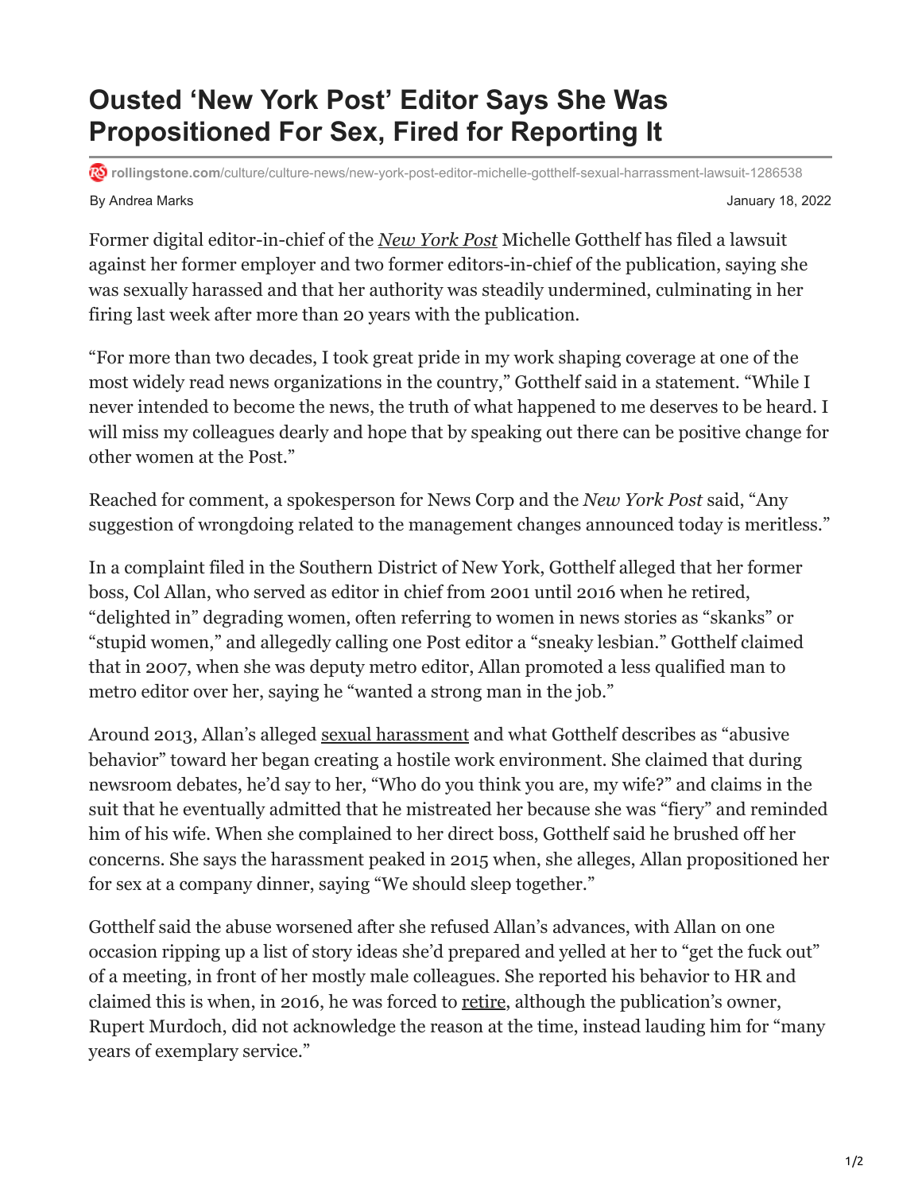# Ousted 'New York Post' Editor Says She Was Propositioned For Sex, Fired for Reporting It

rollingstone.com/culture/culture-news/new-york-post-editor-michelle-gotthelf-sexual-harrassment-lawsuit-1286538

By Andrea Marks

January 18, 2022

Former digital editor-in-chief of the *New York Post* Michelle Gotthelf has filed a lawsuit against her former employer and two former editors-in-chief of the publication, saying she was sexually harassed and that her authority was steadily undermined, culminating in her firing last week after more than 20 years with the publication.

"For more than two decades, I took great pride in my work shaping coverage at one of the most widely read news organizations in the country," Gotthelf said in a statement. "While I never intended to become the news, the truth of what happened to me deserves to be heard. I will miss my colleagues dearly and hope that by speaking out there can be positive change for other women at the Post."

Reached for comment, a spokesperson for News Corp and the *New York Post* said, "Any suggestion of wrongdoing related to the management changes announced today is meritless."

In a complaint filed in the Southern District of New York, Gotthelf alleged that her former boss, Col Allan, who served as editor in chief from 2001 until 2016 when he retired, "delighted in" degrading women, often referring to women in news stories as "skanks" or "stupid women," and allegedly calling one Post editor a "sneaky lesbian." Gotthelf claimed that in 2007, when she was deputy metro editor, Allan promoted a less qualified man to metro editor over her, saying he "wanted a strong man in the job."

Around 2013, Allan's alleged sexual harassment and what Gotthelf describes as "abusive behavior" toward her began creating a hostile work environment. She claimed that during newsroom debates, he'd say to her, "Who do you think you are, my wife?" and claims in the suit that he eventually admitted that he mistreated her because she was "fiery" and reminded him of his wife. When she complained to her direct boss, Gotthelf said he brushed off her concerns. She says the harassment peaked in 2015 when, she alleges, Allan propositioned her for sex at a company dinner, saying "We should sleep together."

Gotthelf said the abuse worsened after she refused Allan's advances, with Allan on one occasion ripping up a list of story ideas she'd prepared and yelled at her to "get the fuck out" of a meeting, in front of her mostly male colleagues. She reported his behavior to HR and claimed this is when, in 2016, he was forced to retire, although the publication's owner, Rupert Murdoch, did not acknowledge the reason at the time, instead lauding him for "many years of exemplary service."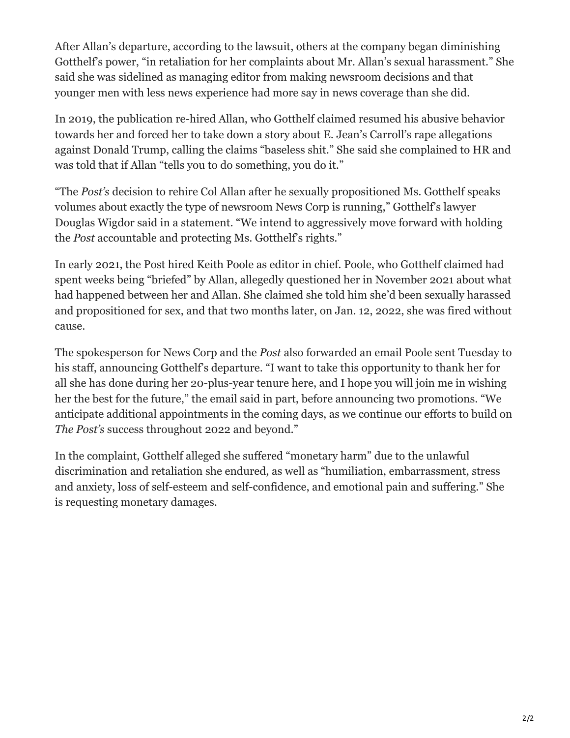After Allan's departure, according to the lawsuit, others at the company began diminishing Gotthelf's power, "in retaliation for her complaints about Mr. Allan's sexual harassment." She said she was sidelined as managing editor from making newsroom decisions and that younger men with less news experience had more say in news coverage than she did.

In 2019, the publication re-hired Allan, who Gotthelf claimed resumed his abusive behavior towards her and forced her to take down a story about E. Jean's Carroll's rape allegations against Donald Trump, calling the claims "baseless shit." She said she complained to HR and was told that if Allan "tells you to do something, you do it."

"The *Post's* decision to rehire Col Allan after he sexually propositioned Ms. Gotthelf speaks volumes about exactly the type of newsroom News Corp is running," Gotthelf's lawyer Douglas Wigdor said in a statement. "We intend to aggressively move forward with holding the *Post* accountable and protecting Ms. Gotthelf's rights."

In early 2021, the Post hired Keith Poole as editor in chief. Poole, who Gotthelf claimed had spent weeks being "briefed" by Allan, allegedly questioned her in November 2021 about what had happened between her and Allan. She claimed she told him she'd been sexually harassed and propositioned for sex, and that two months later, on Jan. 12, 2022, she was fired without cause.

The spokesperson for News Corp and the *Post* also forwarded an email Poole sent Tuesday to his staff, announcing Gotthelf's departure. "I want to take this opportunity to thank her for all she has done during her 20-plus-year tenure here, and I hope you will join me in wishing her the best for the future," the email said in part, before announcing two promotions. "We anticipate additional appointments in the coming days, as we continue our efforts to build on *The Post's* success throughout 2022 and beyond."

In the complaint, Gotthelf alleged she suffered "monetary harm" due to the unlawful discrimination and retaliation she endured, as well as "humiliation, embarrassment, stress and anxiety, loss of self-esteem and self-confidence, and emotional pain and suffering." She is requesting monetary damages.